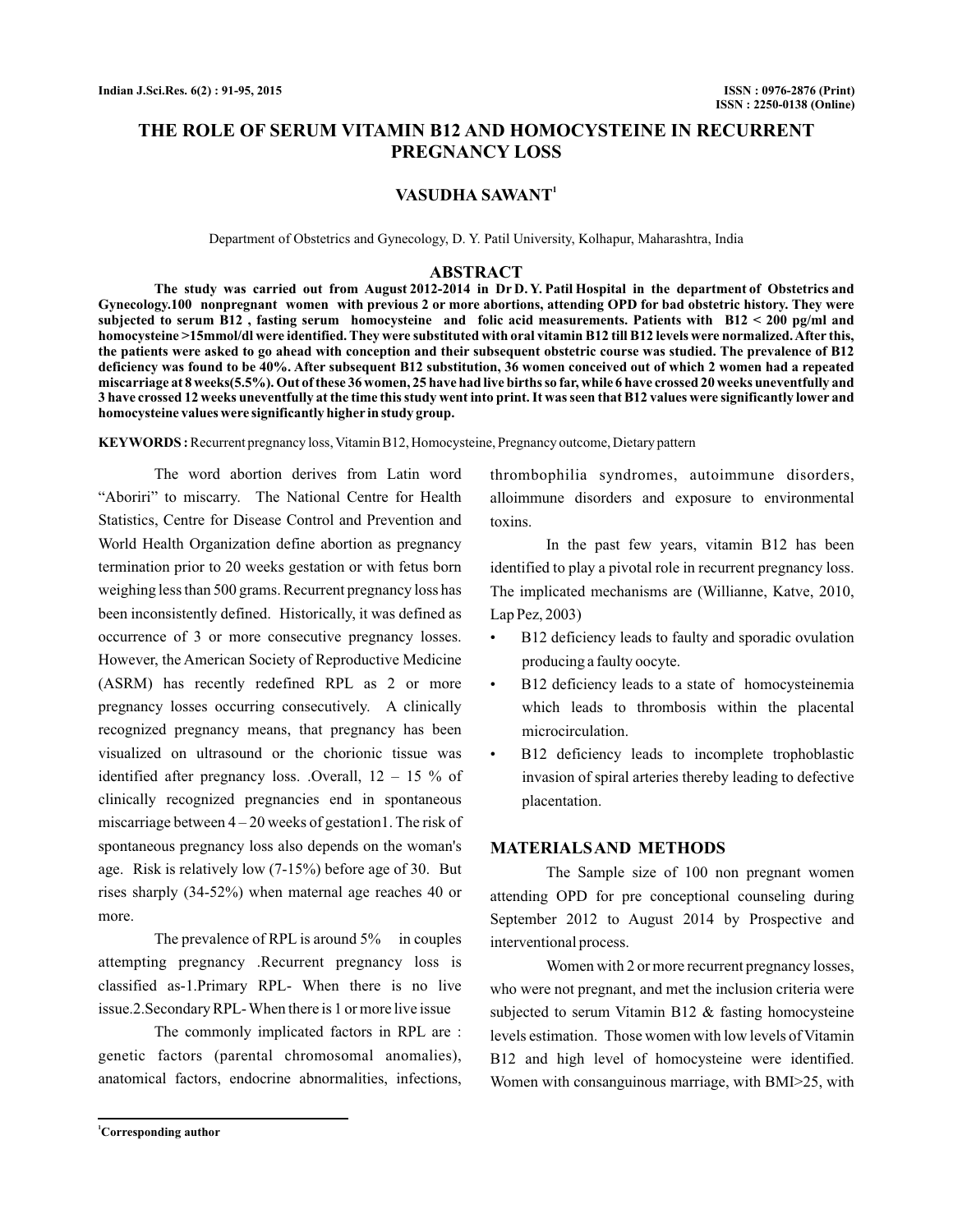# THE ROLE OF SERUM VITAMIN B12 AND HOMOCYSTEINE IN RECURRENT PREGNANCY LOSS

**VASUDHA SAWANT**[1]

Department of Obstetrics and Gynecology, D. Y. Patil University, Kolhapur, Maharashtra, India

## ABSTRACT

**The study was carried out from August 2012-2014 in Dr D. Y. Patil Hospital in the department of Obstetrics and Gynecology.100 nonpregnant women with previous 2 or more abortions, attending OPD for bad obstetric history. They were subjected to serum B12 , fasting serum homocysteine and folic acid measurements. Patients with B12 < 200 pg/ml and homocysteine >15mmol/dl were identified. They were substituted with oral vitamin B12 till B12 levels were normalized. After this, the patients were asked to go ahead with conception and their subsequent obstetric course was studied. The prevalence of B12 deficiency was found to be 40%. After subsequent B12 substitution, 36 women conceived out of which 2 women had a repeated miscarriage at 8 weeks(5.5%). Out of these 36 women, 25 have had live births so far, while 6 have crossed 20 weeks uneventfully and 3 have crossed 12 weeks uneventfully at the time this study went into print. It was seen that B12 values were significantly lower and homocysteine values were significantly higher in study group.**

**KEYWORDS :** Recurrent pregnancy loss, Vitamin B12, Homocysteine, Pregnancy outcome, Dietary pattern

The word abortion derives from Latin word "Aboriri" to miscarry. The National Centre for Health Statistics, Centre for Disease Control and Prevention and World Health Organization define abortion as pregnancy termination prior to 20 weeks gestation or with fetus born weighing less than 500 grams. Recurrent pregnancy loss has been inconsistently defined. Historically, it was defined as occurrence of 3 or more consecutive pregnancy losses. However, the American Society of Reproductive Medicine (ASRM) has recently redefined RPL as 2 or more pregnancy losses occurring consecutively. A clinically recognized pregnancy means, that pregnancy has been visualized on ultrasound or the chorionic tissue was identified after pregnancy loss. .Overall, 12 – 15 % of clinically recognized pregnancies end in spontaneous miscarriage between 4 – 20 weeks of gestation1. The risk of spontaneous pregnancy loss also depends on the woman's age. Risk is relatively low (7-15%) before age of 30. But rises sharply (34-52%) when maternal age reaches 40 or more.

The prevalence of RPL is around 5% in couples attempting pregnancy .Recurrent pregnancy loss is classified as-1.Primary RPL- When there is no live issue.2.Secondary RPL- When there is 1 or more live issue

The commonly implicated factors in RPL are : genetic factors (parental chromosomal anomalies), anatomical factors, endocrine abnormalities, infections, thrombophilia syndromes, autoimmune disorders, alloimmune disorders and exposure to environmental toxins.

In the past few years, vitamin B12 has been identified to play a pivotal role in recurrent pregnancy loss. The implicated mechanisms are (Willianne, Katve, 2010, Lap Pez, 2003)

- B12 deficiency leads to faulty and sporadic ovulation producing a faulty oocyte.
- B12 deficiency leads to a state of homocysteinemia which leads to thrombosis within the placental microcirculation.
- B12 deficiency leads to incomplete trophoblastic invasion of spiral arteries thereby leading to defective placentation.

## MATERIALS AND METHODS

The Sample size of 100 non pregnant women attending OPD for pre conceptional counseling during September 2012 to August 2014 by Prospective and interventional process.

Women with 2 or more recurrent pregnancy losses, who were not pregnant, and met the inclusion criteria were subjected to serum Vitamin B12 & fasting homocysteine levels estimation. Those women with low levels of Vitamin B12 and high level of homocysteine were identified. Women with consanguinous marriage, with BMI>25, with

[1]Corresponding author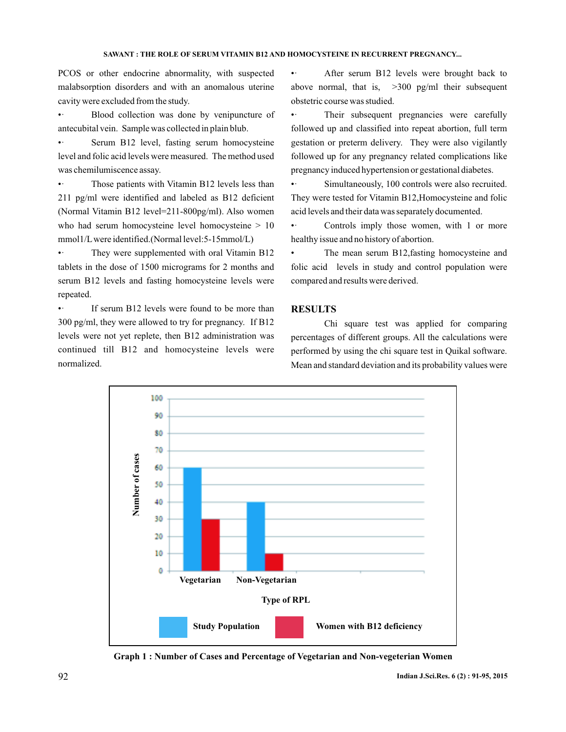PCOS or other endocrine abnormality, with suspected malabsorption disorders and with an anomalous uterine cavity were excluded from the study.

- Blood collection was done by venipuncture of antecubital vein. Sample was collected in plain blub.
- Serum B12 level, fasting serum homocysteine level and folic acid levels were measured. The method used was chemilumiscence assay.
- Those patients with Vitamin B12 levels less than 211 pg/ml were identified and labeled as B12 deficient (Normal Vitamin B12 level=211-800pg/ml). Also women who had serum homocysteine level homocysteine > 10 mmol1/L were identified.(Normal level:5-15mmol/L)
- They were supplemented with oral Vitamin B12 tablets in the dose of 1500 micrograms for 2 months and serum B12 levels and fasting homocysteine levels were repeated.
- If serum B12 levels were found to be more than 300 pg/ml, they were allowed to try for pregnancy. If B12 levels were not yet replete, then B12 administration was continued till B12 and homocysteine levels were normalized.
- After serum B12 levels were brought back to above normal, that is, >300 pg/ml their subsequent obstetric course was studied.
- Their subsequent pregnancies were carefully followed up and classified into repeat abortion, full term gestation or preterm delivery. They were also vigilantly followed up for any pregnancy related complications like pregnancy induced hypertension or gestational diabetes.
- Simultaneously, 100 controls were also recruited. They were tested for Vitamin B12,Homocysteine and folic acid levels and their data was separately documented.
- Controls imply those women, with 1 or more healthy issue and no history of abortion.
- The mean serum B12,fasting homocysteine and folic acid levels in study and control population were compared and results were derived.

## RESULTS

Chi square test was applied for comparing percentages of different groups. All the calculations were performed by using the chi square test in Quikal software. Mean and standard deviation and its probability values were

| Type of RPL | Study Population | Women with B12 deficiency |
|---|---|---|
| Vegetarian | 60 | 30 |
| Non-Vegetarian | 40 | 10 |

Graph 1 : Number of Cases and Percentage of Vegetarian and Non-vegeterian Women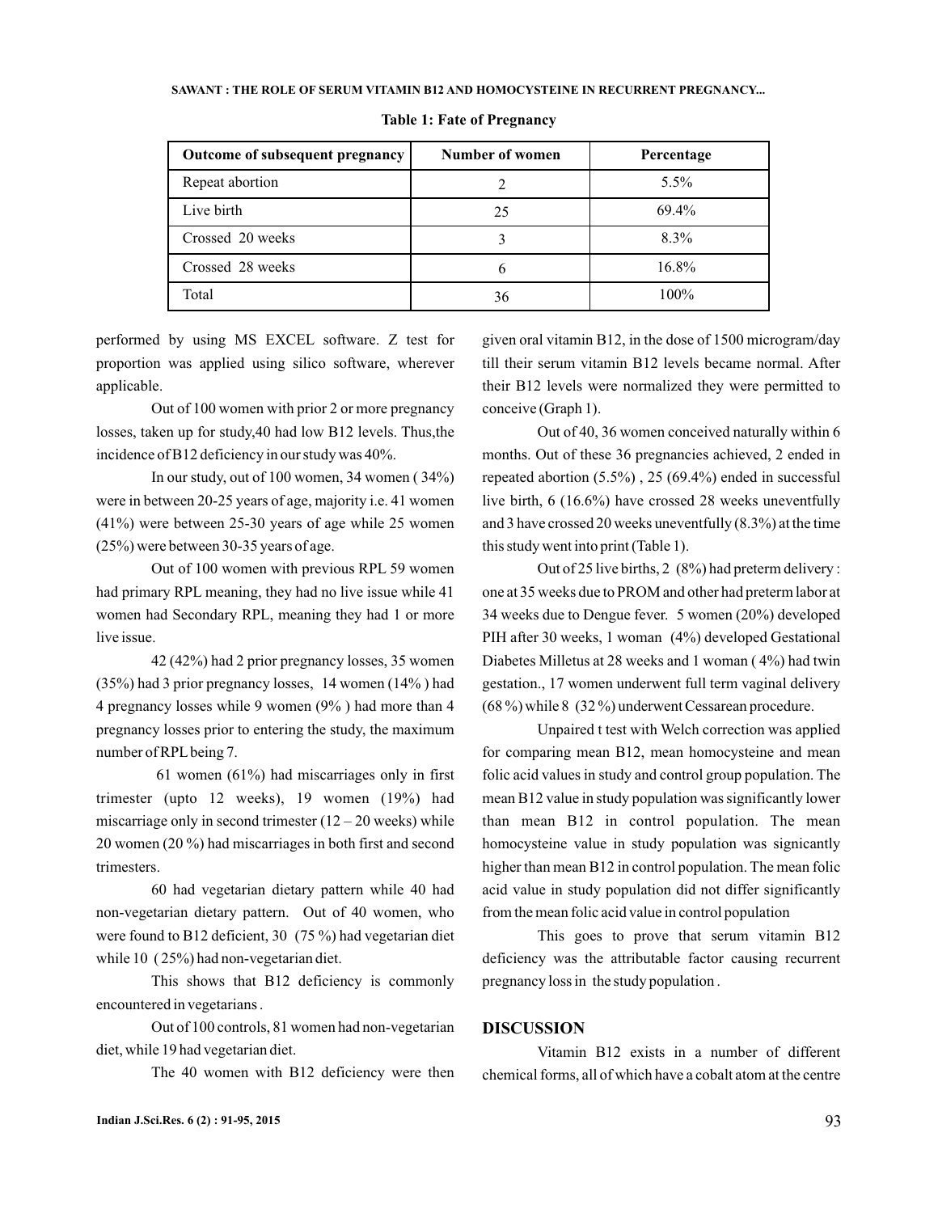**Table 1: Fate of Pregnancy**

| Outcome of subsequent pregnancy | Number of women | Percentage |
|---|---|---|
| Repeat abortion | 2 | 5.5% |
| Live birth | 25 | 69.4% |
| Crossed 20 weeks | 3 | 8.3% |
| Crossed 28 weeks | 6 | 16.8% |
| Total | 36 | 100% |

performed by using MS EXCEL software. Z test for proportion was applied using silico software, wherever applicable.

Out of 100 women with prior 2 or more pregnancy losses, taken up for study,40 had low B12 levels. Thus,the incidence of B12 deficiency in our study was 40%.

In our study, out of 100 women, 34 women ( 34%) were in between 20-25 years of age, majority i.e. 41 women (41%) were between 25-30 years of age while 25 women (25%) were between 30-35 years of age.

Out of 100 women with previous RPL 59 women had primary RPL meaning, they had no live issue while 41 women had Secondary RPL, meaning they had 1 or more live issue.

42 (42%) had 2 prior pregnancy losses, 35 women (35%) had 3 prior pregnancy losses, 14 women (14% ) had 4 pregnancy losses while 9 women (9% ) had more than 4 pregnancy losses prior to entering the study, the maximum number of RPL being 7.

61 women (61%) had miscarriages only in first trimester (upto 12 weeks), 19 women (19%) had miscarriage only in second trimester (12 – 20 weeks) while 20 women (20 %) had miscarriages in both first and second trimesters.

60 had vegetarian dietary pattern while 40 had non-vegetarian dietary pattern. Out of 40 women, who were found to B12 deficient, 30 (75 %) had vegetarian diet while 10 ( 25%) had non-vegetarian diet.

This shows that B12 deficiency is commonly encountered in vegetarians .

Out of 100 controls, 81 women had non-vegetarian diet, while 19 had vegetarian diet.

The 40 women with B12 deficiency were then given oral vitamin B12, in the dose of 1500 microgram/day till their serum vitamin B12 levels became normal. After their B12 levels were normalized they were permitted to conceive (Graph 1).

Out of 40, 36 women conceived naturally within 6 months. Out of these 36 pregnancies achieved, 2 ended in repeated abortion (5.5%) , 25 (69.4%) ended in successful live birth, 6 (16.6%) have crossed 28 weeks uneventfully and 3 have crossed 20 weeks uneventfully (8.3%) at the time this study went into print (Table 1).

Out of 25 live births, 2 (8%) had preterm delivery : one at 35 weeks due to PROM and other had preterm labor at 34 weeks due to Dengue fever. 5 women (20%) developed PIH after 30 weeks, 1 woman (4%) developed Gestational Diabetes Milletus at 28 weeks and 1 woman ( 4%) had twin gestation., 17 women underwent full term vaginal delivery (68 %) while 8 (32 %) underwent Cessarean procedure.

Unpaired t test with Welch correction was applied for comparing mean B12, mean homocysteine and mean folic acid values in study and control group population. The mean B12 value in study population was significantly lower than mean B12 in control population. The mean homocysteine value in study population was signicantly higher than mean B12 in control population. The mean folic acid value in study population did not differ significantly from the mean folic acid value in control population

This goes to prove that serum vitamin B12 deficiency was the attributable factor causing recurrent pregnancy loss in the study population .

## DISCUSSION

Vitamin B12 exists in a number of different chemical forms, all of which have a cobalt atom at the centre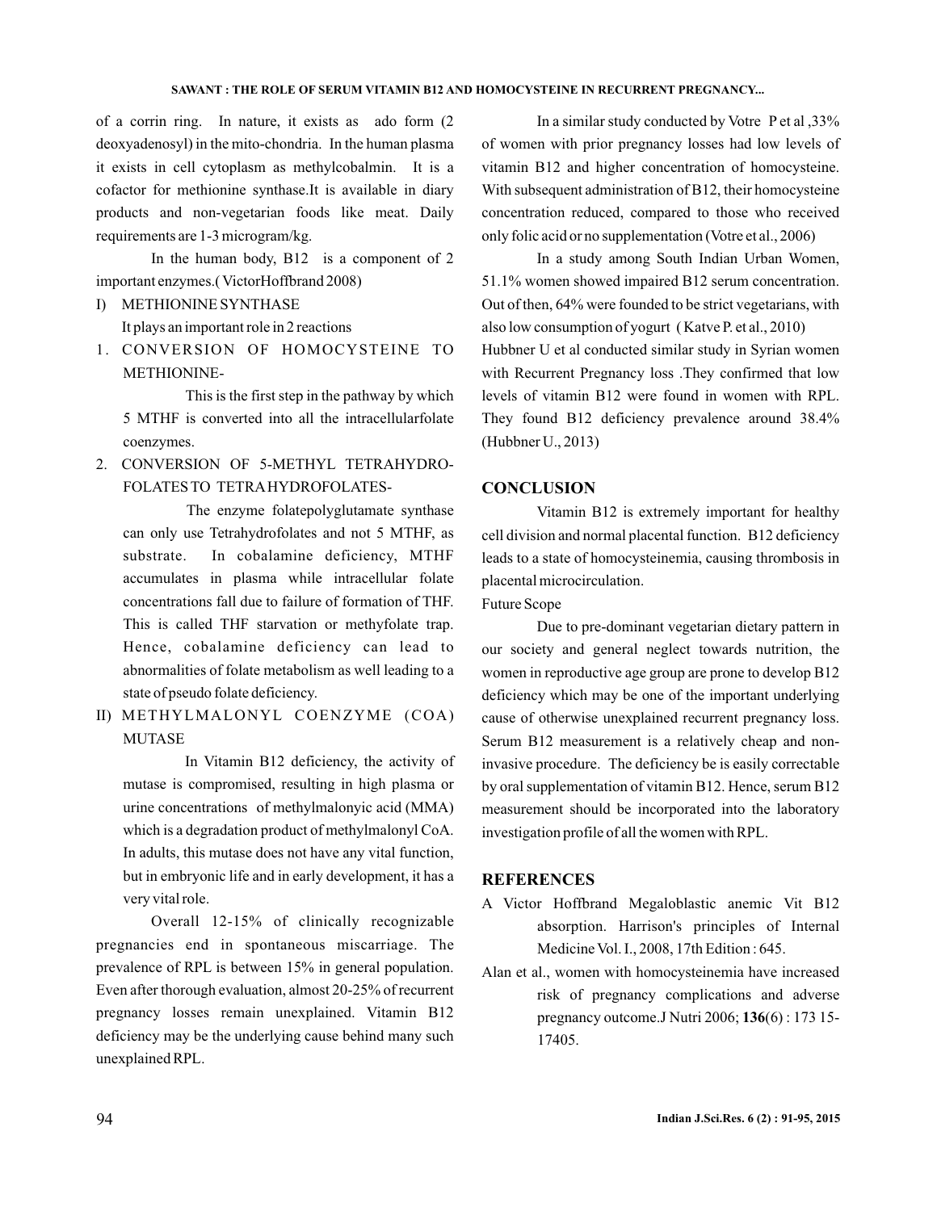of a corrin ring. In nature, it exists as ado form (2 deoxyadenosyl) in the mito-chondria. In the human plasma it exists in cell cytoplasm as methylcobalmin. It is a cofactor for methionine synthase.It is available in diary products and non-vegetarian foods like meat. Daily requirements are 1-3 microgram/kg.

In the human body, B12 is a component of 2 important enzymes.( VictorHoffbrand 2008)

I) METHIONINE SYNTHASE

It plays an important role in 2 reactions

1. CONVERSION OF HOMOCYSTEINE TO METHIONINE-

   This is the first step in the pathway by which 5 MTHF is converted into all the intracellularfolate coenzymes.

2. CONVERSION OF 5-METHYL TETRAHYDRO-FOLATES TO TETRA HYDROFOLATES-

   The enzyme folatepolyglutamate synthase can only use Tetrahydrofolates and not 5 MTHF, as substrate. In cobalamine deficiency, MTHF accumulates in plasma while intracellular folate concentrations fall due to failure of formation of THF. This is called THF starvation or methyfolate trap. Hence, cobalamine deficiency can lead to abnormalities of folate metabolism as well leading to a state of pseudo folate deficiency.

II) METHYLMALONYL COENZYME (COA) MUTASE

   In Vitamin B12 deficiency, the activity of mutase is compromised, resulting in high plasma or urine concentrations of methylmalonyic acid (MMA) which is a degradation product of methylmalonyl CoA. In adults, this mutase does not have any vital function, but in embryonic life and in early development, it has a very vital role.

Overall 12-15% of clinically recognizable pregnancies end in spontaneous miscarriage. The prevalence of RPL is between 15% in general population. Even after thorough evaluation, almost 20-25% of recurrent pregnancy losses remain unexplained. Vitamin B12 deficiency may be the underlying cause behind many such unexplained RPL.

In a similar study conducted by Votre P et al ,33% of women with prior pregnancy losses had low levels of vitamin B12 and higher concentration of homocysteine. With subsequent administration of B12, their homocysteine concentration reduced, compared to those who received only folic acid or no supplementation (Votre et al., 2006)

In a study among South Indian Urban Women, 51.1% women showed impaired B12 serum concentration. Out of then, 64% were founded to be strict vegetarians, with also low consumption of yogurt ( Katve P. et al., 2010)

Hubbner U et al conducted similar study in Syrian women with Recurrent Pregnancy loss .They confirmed that low levels of vitamin B12 were found in women with RPL. They found B12 deficiency prevalence around 38.4% (Hubbner U., 2013)

## CONCLUSION

Vitamin B12 is extremely important for healthy cell division and normal placental function. B12 deficiency leads to a state of homocysteinemia, causing thrombosis in placental microcirculation.

Future Scope

Due to pre-dominant vegetarian dietary pattern in our society and general neglect towards nutrition, the women in reproductive age group are prone to develop B12 deficiency which may be one of the important underlying cause of otherwise unexplained recurrent pregnancy loss. Serum B12 measurement is a relatively cheap and non-invasive procedure. The deficiency be is easily correctable by oral supplementation of vitamin B12. Hence, serum B12 measurement should be incorporated into the laboratory investigation profile of all the women with RPL.

## REFERENCES

A Victor Hoffbrand Megaloblastic anemic Vit B12 absorption. Harrison's principles of Internal Medicine Vol. I., 2008, 17th Edition : 645.

Alan et al., women with homocysteinemia have increased risk of pregnancy complications and adverse pregnancy outcome.J Nutri 2006; **136**(6) : 173 15-17405.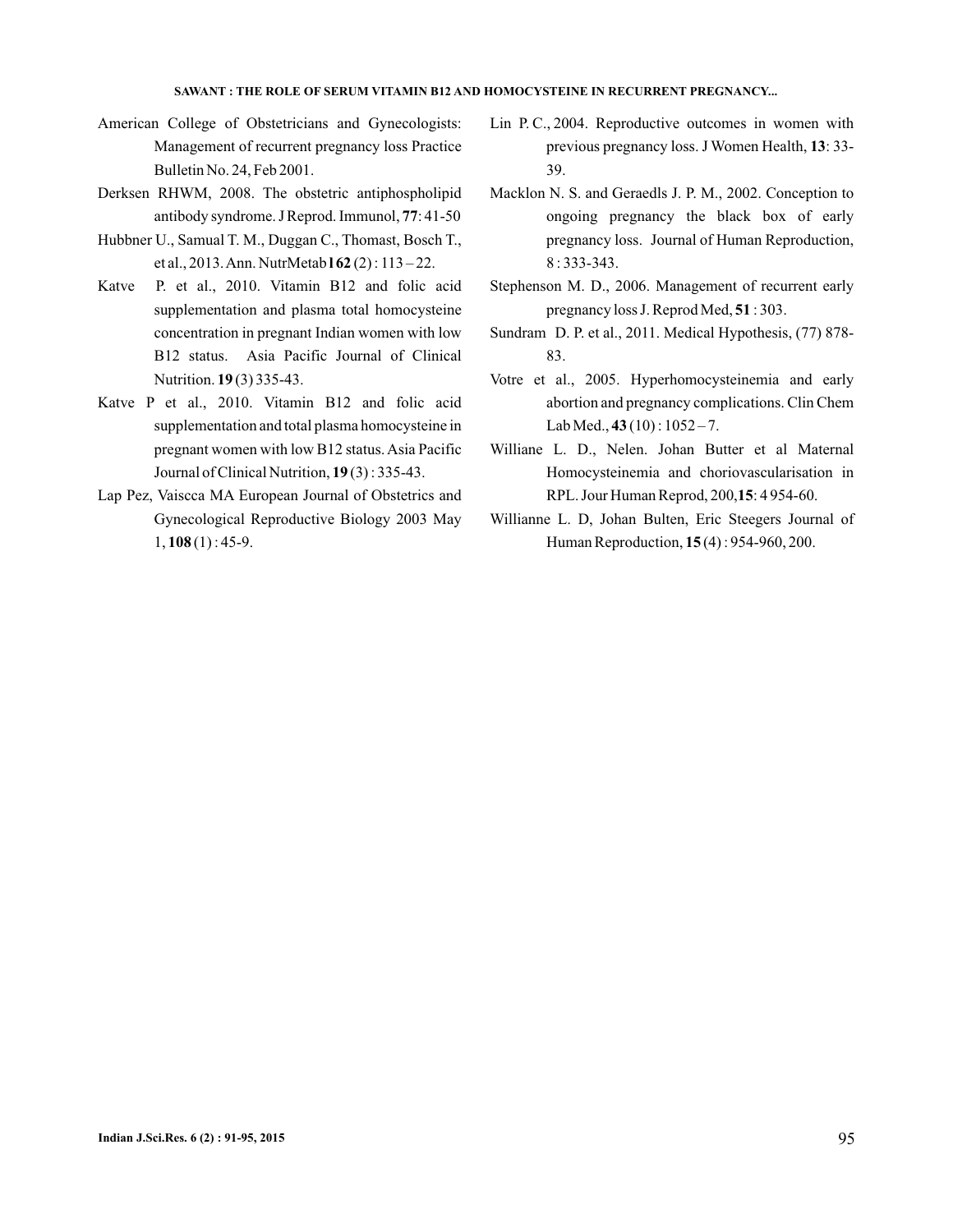American College of Obstetricians and Gynecologists: Management of recurrent pregnancy loss Practice Bulletin No. 24, Feb 2001.

Derksen RHWM, 2008. The obstetric antiphospholipid antibody syndrome. J Reprod. Immunol, **77**: 41-50

Hubbner U., Samual T. M., Duggan C., Thomast, Bosch T., et al., 2013. Ann. NutrMetab **162** (2) : 113 – 22.

Katve P. et al., 2010. Vitamin B12 and folic acid supplementation and plasma total homocysteine concentration in pregnant Indian women with low B12 status. Asia Pacific Journal of Clinical Nutrition. **19** (3) 335-43.

Katve P et al., 2010. Vitamin B12 and folic acid supplementation and total plasma homocysteine in pregnant women with low B12 status. Asia Pacific Journal of Clinical Nutrition, **19** (3) : 335-43.

Lap Pez, Vaiscca MA European Journal of Obstetrics and Gynecological Reproductive Biology 2003 May 1, **108** (1) : 45-9.

Lin P. C., 2004. Reproductive outcomes in women with previous pregnancy loss. J Women Health, **13**: 33-39.

Macklon N. S. and Geraedls J. P. M., 2002. Conception to ongoing pregnancy the black box of early pregnancy loss. Journal of Human Reproduction, 8 : 333-343.

Stephenson M. D., 2006. Management of recurrent early pregnancy loss J. Reprod Med, **51** : 303.

Sundram D. P. et al., 2011. Medical Hypothesis, (77) 878-83.

Votre et al., 2005. Hyperhomocysteinemia and early abortion and pregnancy complications. Clin Chem Lab Med., **43** (10) : 1052 – 7.

Williane L. D., Nelen. Johan Butter et al Maternal Homocysteinemia and choriovascularisation in RPL. Jour Human Reprod, 200,**15**: 4 954-60.

Willianne L. D, Johan Bulten, Eric Steegers Journal of Human Reproduction, **15** (4) : 954-960, 200.